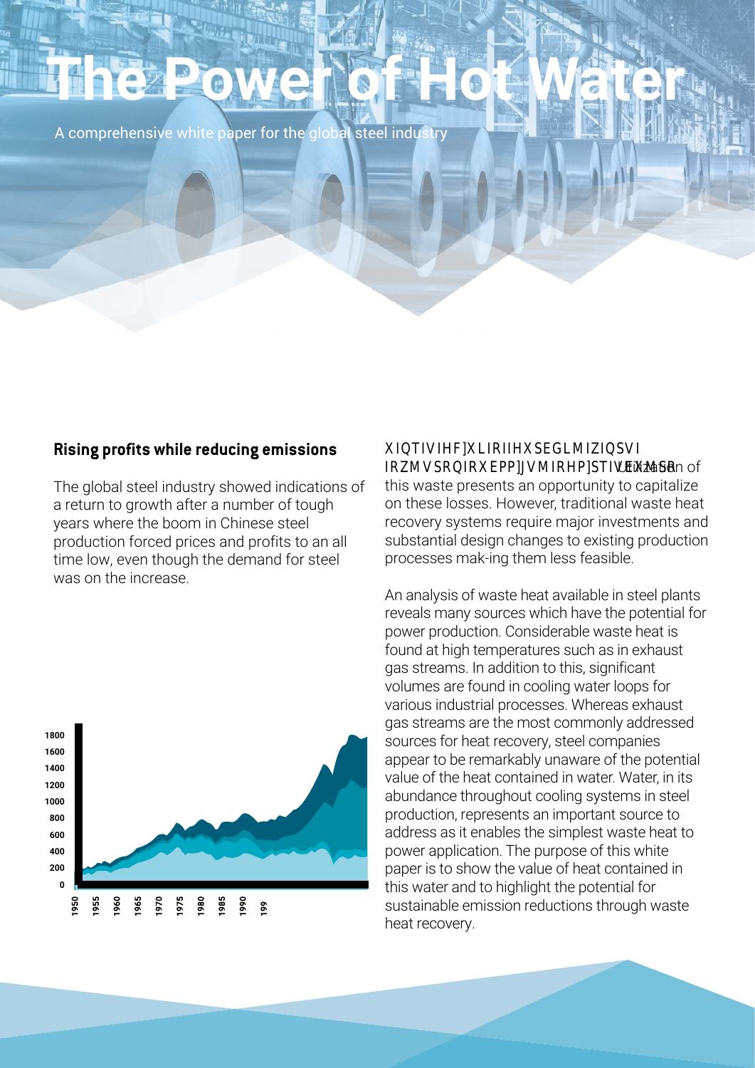# The Power of Hot Water

A comprehensive white paper for the global steel industry

## Rising profits while reducing emissions

The global steel industry showed indications of a return to growth after a number of tough years where the boom in Chinese steel production forced prices and profits to an all time low, even though the demand for steel was on the increase.

1800
1600
1400
1200
1000
800
600
400
200
0

1950
1955
1960
1965
1970
1975
1980
1985
1990
199

XIQTIVIHF]XLIRIIHXSEGLMIZIQSVI IRZMVSRQIRXEPP]JVMIRHP]STIVEXMSR Utilization of this waste presents an opportunity to capitalize on these losses. However, traditional waste heat recovery systems require major investments and substantial design changes to existing production processes mak-ing them less feasible.

An analysis of waste heat available in steel plants reveals many sources which have the potential for power production. Considerable waste heat is found at high temperatures such as in exhaust gas streams. In addition to this, significant volumes are found in cooling water loops for various industrial processes. Whereas exhaust gas streams are the most commonly addressed sources for heat recovery, steel companies appear to be remarkably unaware of the potential value of the heat contained in water. Water, in its abundance throughout cooling systems in steel production, represents an important source to address as it enables the simplest waste heat to power application. The purpose of this white paper is to show the value of heat contained in this water and to highlight the potential for sustainable emission reductions through waste heat recovery.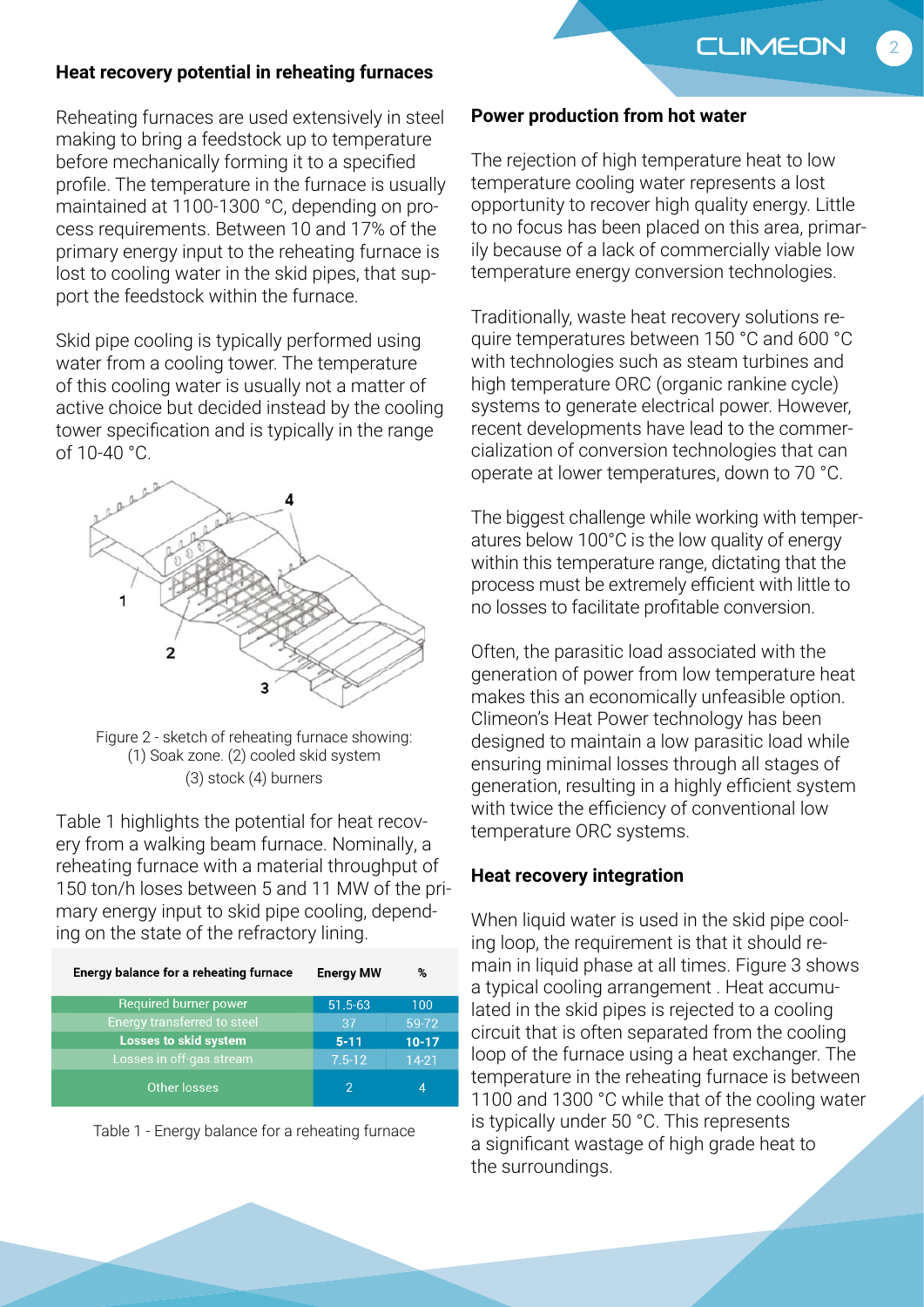## Heat recovery potential in reheating furnaces

Reheating furnaces are used extensively in steel making to bring a feedstock up to temperature before mechanically forming it to a specified profile. The temperature in the furnace is usually maintained at 1100-1300 °C, depending on process requirements. Between 10 and 17% of the primary energy input to the reheating furnace is lost to cooling water in the skid pipes, that support the feedstock within the furnace.

Skid pipe cooling is typically performed using water from a cooling tower. The temperature of this cooling water is usually not a matter of active choice but decided instead by the cooling tower specification and is typically in the range of 10-40 °C.

Figure 2 - sketch of reheating furnace showing: (1) Soak zone. (2) cooled skid system (3) stock (4) burners

Table 1 highlights the potential for heat recovery from a walking beam furnace. Nominally, a reheating furnace with a material throughput of 150 ton/h loses between 5 and 11 MW of the primary energy input to skid pipe cooling, depending on the state of the refractory lining.

| Energy balance for a reheating furnace | Energy MW | % |
| --- | --- | --- |
| Required burner power | 51.5-63 | 100 |
| Energy transferred to steel | 37 | 59-72 |
| **Losses to skid system** | **5-11** | **10-17** |
| Losses in off-gas stream | 7.5-12 | 14-21 |
| Other losses | 2 | 4 |

Table 1 - Energy balance for a reheating furnace

## Power production from hot water

The rejection of high temperature heat to low temperature cooling water represents a lost opportunity to recover high quality energy. Little to no focus has been placed on this area, primarily because of a lack of commercially viable low temperature energy conversion technologies.

Traditionally, waste heat recovery solutions require temperatures between 150 °C and 600 °C with technologies such as steam turbines and high temperature ORC (organic rankine cycle) systems to generate electrical power. However, recent developments have lead to the commercialization of conversion technologies that can operate at lower temperatures, down to 70 °C.

The biggest challenge while working with temperatures below 100°C is the low quality of energy within this temperature range, dictating that the process must be extremely efficient with little to no losses to facilitate profitable conversion.

Often, the parasitic load associated with the generation of power from low temperature heat makes this an economically unfeasible option. Climeon's Heat Power technology has been designed to maintain a low parasitic load while ensuring minimal losses through all stages of generation, resulting in a highly efficient system with twice the efficiency of conventional low temperature ORC systems.

## Heat recovery integration

When liquid water is used in the skid pipe cooling loop, the requirement is that it should remain in liquid phase at all times. Figure 3 shows a typical cooling arrangement . Heat accumulated in the skid pipes is rejected to a cooling circuit that is often separated from the cooling loop of the furnace using a heat exchanger. The temperature in the reheating furnace is between 1100 and 1300 °C while that of the cooling water is typically under 50 °C. This represents a significant wastage of high grade heat to the surroundings.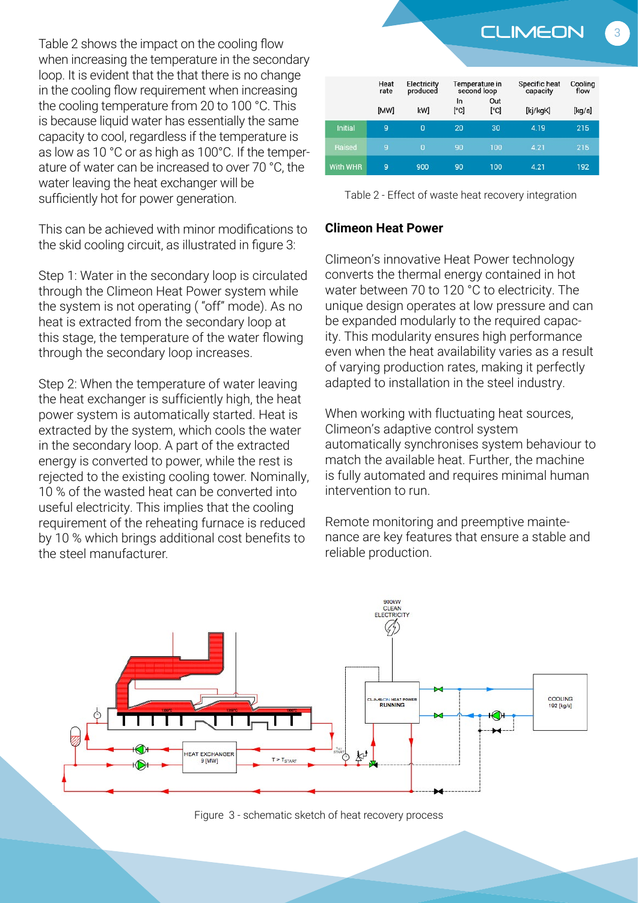Table 2 shows the impact on the cooling flow when increasing the temperature in the secondary loop. It is evident that the that there is no change in the cooling flow requirement when increasing the cooling temperature from 20 to 100 °C. This is because liquid water has essentially the same capacity to cool, regardless if the temperature is as low as 10 °C or as high as 100°C. If the temperature of water can be increased to over 70 °C, the water leaving the heat exchanger will be sufficiently hot for power generation.

This can be achieved with minor modifications to the skid cooling circuit, as illustrated in figure 3:

Step 1: Water in the secondary loop is circulated through the Climeon Heat Power system while the system is not operating ( "off" mode). As no heat is extracted from the secondary loop at this stage, the temperature of the water flowing through the secondary loop increases.

Step 2: When the temperature of water leaving the heat exchanger is sufficiently high, the heat power system is automatically started. Heat is extracted by the system, which cools the water in the secondary loop. A part of the extracted energy is converted to power, while the rest is rejected to the existing cooling tower. Nominally, 10 % of the wasted heat can be converted into useful electricity. This implies that the cooling requirement of the reheating furnace is reduced by 10 % which brings additional cost benefits to the steel manufacturer.

| | Heat rate | Electricity produced | Temperature in second loop | | Specific heat capacity | Cooling flow |
|---|---|---|---|---|---|---|
| | | | In | Out | | |
| | [MW] | kW] | [°C] | [°C] | [kj/kgK] | [kg/s] |
| Initial | 9 | 0 | 20 | 30 | 4.19 | 215 |
| Raised | 9 | 0 | 90 | 100 | 4.21 | 215 |
| With WHR | 9 | 900 | 90 | 100 | 4.21 | 192 |

Table 2 - Effect of waste heat recovery integration

### Climeon Heat Power

Climeon's innovative Heat Power technology converts the thermal energy contained in hot water between 70 to 120 °C to electricity. The unique design operates at low pressure and can be expanded modularly to the required capacity. This modularity ensures high performance even when the heat availability varies as a result of varying production rates, making it perfectly adapted to installation in the steel industry.

When working with fluctuating heat sources, Climeon's adaptive control system automatically synchronises system behaviour to match the available heat. Further, the machine is fully automated and requires minimal human intervention to run.

Remote monitoring and preemptive maintenance are key features that ensure a stable and reliable production.

Figure 3 - schematic sketch of heat recovery process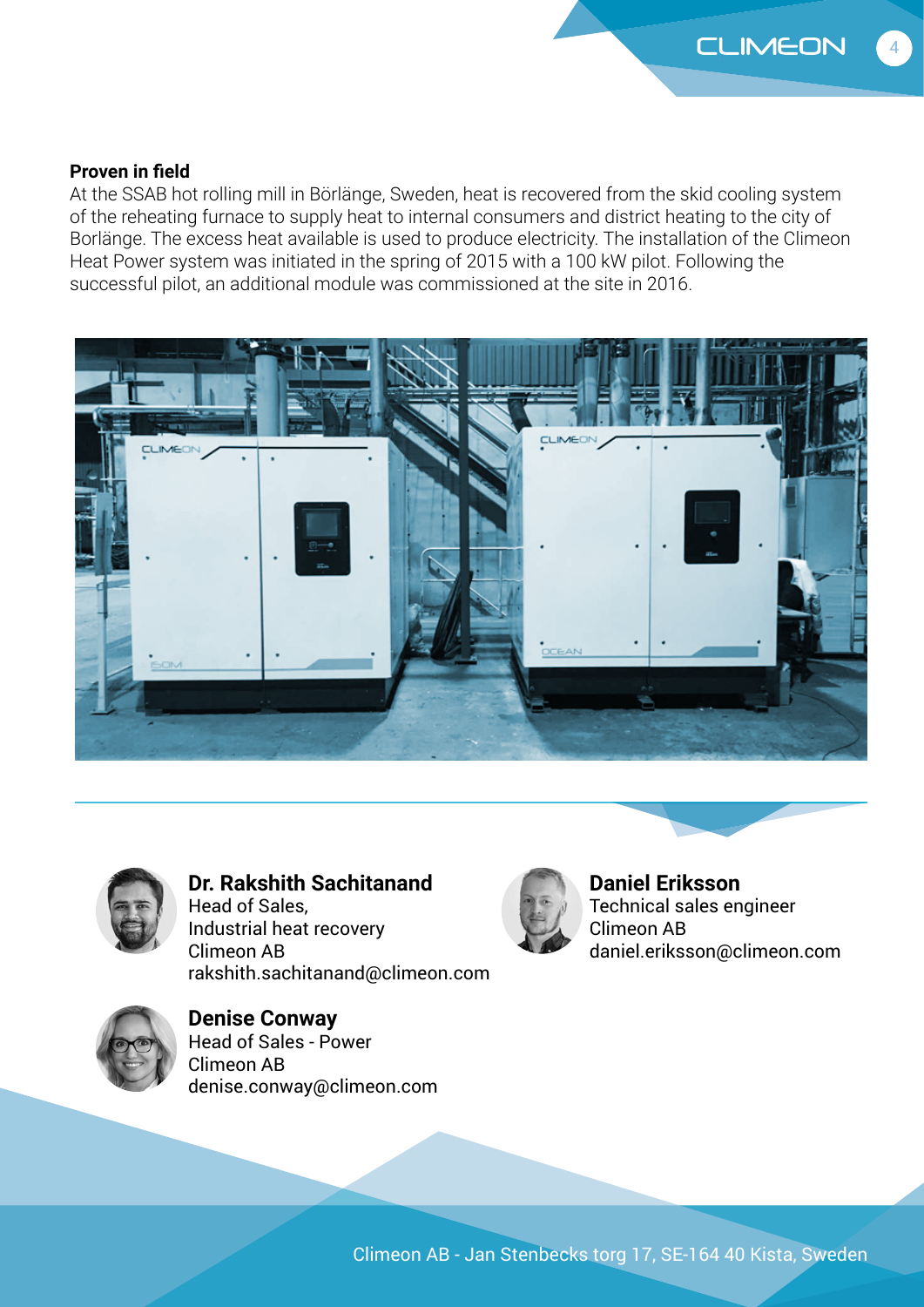**Proven in field**

At the SSAB hot rolling mill in Börlänge, Sweden, heat is recovered from the skid cooling system of the reheating furnace to supply heat to internal consumers and district heating to the city of Borlänge. The excess heat available is used to produce electricity. The installation of the Climeon Heat Power system was initiated in the spring of 2015 with a 100 kW pilot. Following the successful pilot, an additional module was commissioned at the site in 2016.

**Dr. Rakshith Sachitanand**
Head of Sales,
Industrial heat recovery
Climeon AB
rakshith.sachitanand@climeon.com

**Daniel Eriksson**
Technical sales engineer
Climeon AB
daniel.eriksson@climeon.com

**Denise Conway**
Head of Sales - Power
Climeon AB
denise.conway@climeon.com

Climeon AB - Jan Stenbecks torg 17, SE-164 40 Kista, Sweden